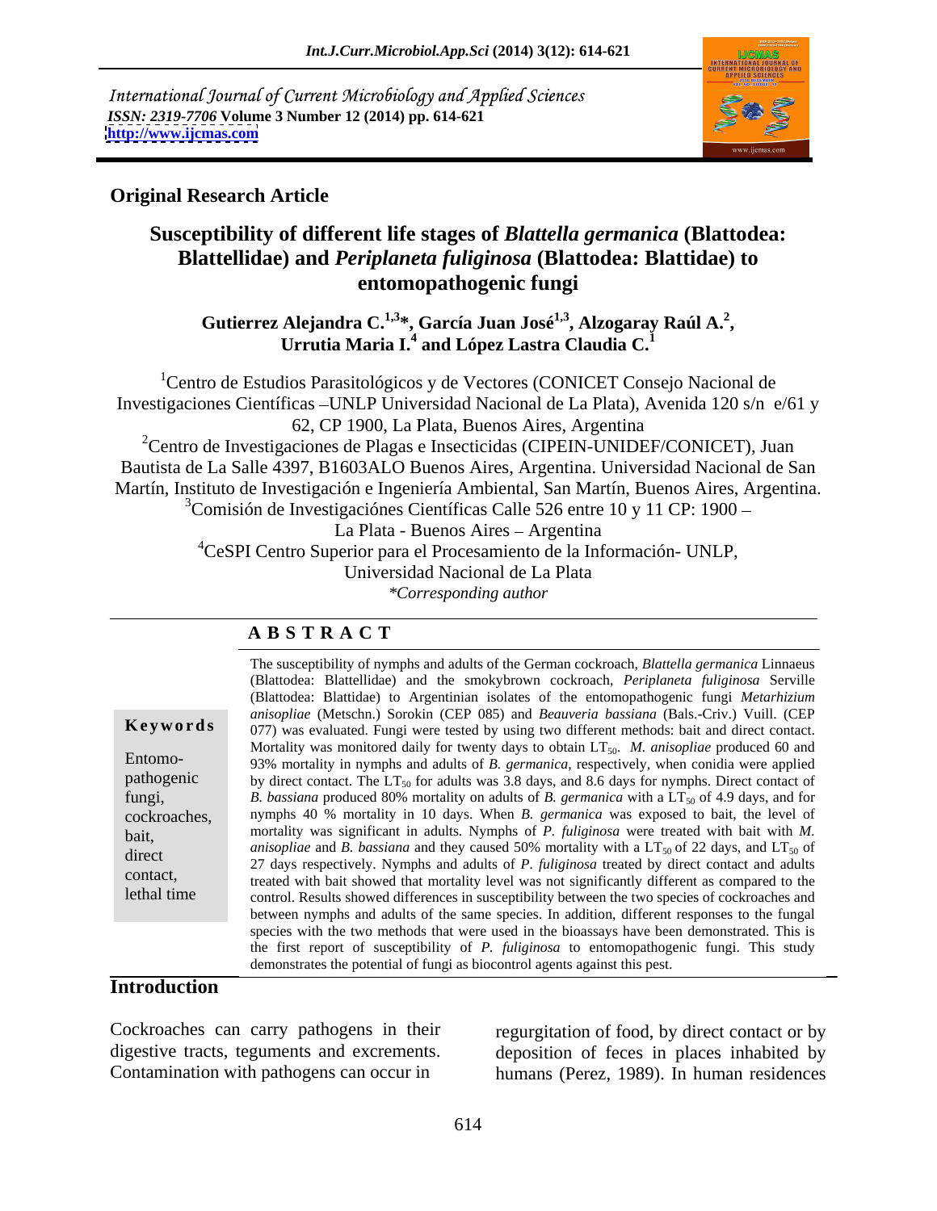International Journal of Current Microbiology and Applied Sciences
*ISSN: 2319-7706* **Volume 3 Number 12 (2014) pp. 614-621**
**http://www.ijcmas.com**

**Original Research Article**

# Susceptibility of different life stages of *Blattella germanica* (Blattodea: Blattellidae) and *Periplaneta fuliginosa* (Blattodea: Blattidae) to entomopathogenic fungi

**Gutierrez Alejandra C.[1,3]*, García Juan José[1,3], Alzogaray Raúl A.[2], Urrutia Maria I.[4] and López Lastra Claudia C.[1]**

[1]Centro de Estudios Parasitológicos y de Vectores (CONICET Consejo Nacional de Investigaciones Científicas –UNLP Universidad Nacional de La Plata), Avenida 120 s/n e/61 y 62, CP 1900, La Plata, Buenos Aires, Argentina

[2]Centro de Investigaciones de Plagas e Insecticidas (CIPEIN-UNIDEF/CONICET), Juan Bautista de La Salle 4397, B1603ALO Buenos Aires, Argentina. Universidad Nacional de San Martín, Instituto de Investigación e Ingeniería Ambiental, San Martín, Buenos Aires, Argentina.

[3]Comisión de Investigaciónes Científicas Calle 526 entre 10 y 11 CP: 1900 – La Plata - Buenos Aires – Argentina

[4]CeSPI Centro Superior para el Procesamiento de la Información- UNLP, Universidad Nacional de La Plata

*\*Corresponding author*

## A B S T R A C T

**Keywords**

Entomo-pathogenic fungi, cockroaches, bait, direct contact, lethal time

The susceptibility of nymphs and adults of the German cockroach, *Blattella germanica* Linnaeus (Blattodea: Blattellidae) and the smokybrown cockroach, *Periplaneta fuliginosa* Serville (Blattodea: Blattidae) to Argentinian isolates of the entomopathogenic fungi *Metarhizium anisopliae* (Metschn.) Sorokin (CEP 085) and *Beauveria bassiana* (Bals.-Criv.) Vuill. (CEP 077) was evaluated. Fungi were tested by using two different methods: bait and direct contact. Mortality was monitored daily for twenty days to obtain $LT_{50}$. *M. anisopliae* produced 60 and 93% mortality in nymphs and adults of *B. germanica*, respectively, when conidia were applied by direct contact. The $LT_{50}$ for adults was 3.8 days, and 8.6 days for nymphs. Direct contact of *B. bassiana* produced 80% mortality on adults of *B. germanica* with a $LT_{50}$ of 4.9 days, and for nymphs 40 % mortality in 10 days. When *B. germanica* was exposed to bait, the level of mortality was significant in adults. Nymphs of *P. fuliginosa* were treated with bait with *M. anisopliae* and *B. bassiana* and they caused 50% mortality with a $LT_{50}$ of 22 days, and $LT_{50}$ of 27 days respectively. Nymphs and adults of *P. fuliginosa* treated by direct contact and adults treated with bait showed that mortality level was not significantly different as compared to the control. Results showed differences in susceptibility between the two species of cockroaches and between nymphs and adults of the same species. In addition, different responses to the fungal species with the two methods that were used in the bioassays have been demonstrated. This is the first report of susceptibility of *P. fuliginosa* to entomopathogenic fungi. This study demonstrates the potential of fungi as biocontrol agents against this pest.

## Introduction

Cockroaches can carry pathogens in their digestive tracts, teguments and excrements. Contamination with pathogens can occur in regurgitation of food, by direct contact or by deposition of feces in places inhabited by humans (Perez, 1989). In human residences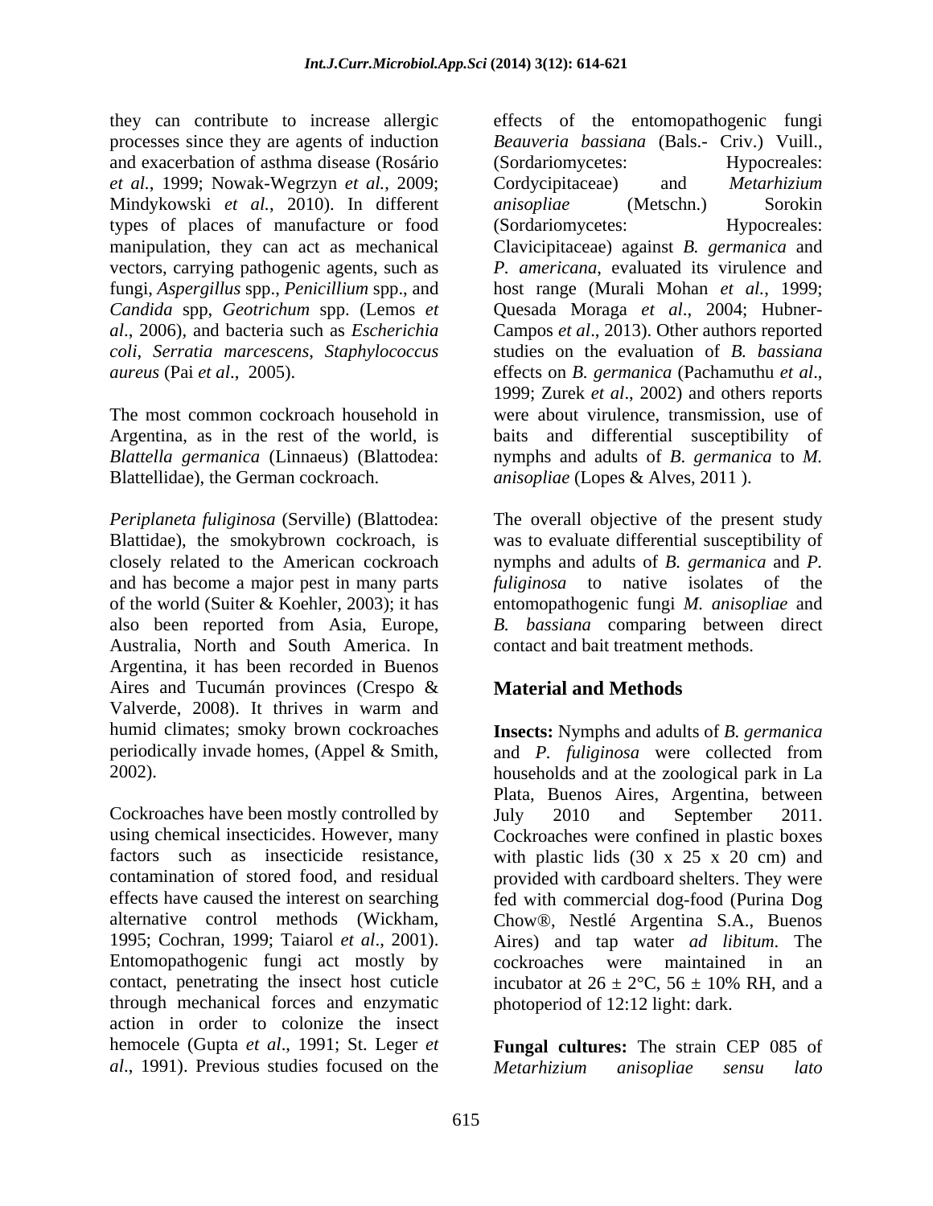they can contribute to increase allergic processes since they are agents of induction and exacerbation of asthma disease (Rosário *et al.*, 1999; Nowak-Wegrzyn *et al.*, 2009; Mindykowski *et al.*, 2010). In different types of places of manufacture or food manipulation, they can act as mechanical vectors, carrying pathogenic agents, such as fungi, *Aspergillus* spp., *Penicillium* spp., and *Candida* spp, *Geotrichum* spp. (Lemos *et al*., 2006), and bacteria such as *Escherichia coli*, *Serratia marcescens*, *Staphylococcus aureus* (Pai *et al*., 2005).

The most common cockroach household in Argentina, as in the rest of the world, is *Blattella germanica* (Linnaeus) (Blattodea: Blattellidae), the German cockroach.

*Periplaneta fuliginosa* (Serville) (Blattodea: Blattidae), the smokybrown cockroach, is closely related to the American cockroach and has become a major pest in many parts of the world (Suiter & Koehler, 2003); it has also been reported from Asia, Europe, Australia, North and South America. In Argentina, it has been recorded in Buenos Aires and Tucumán provinces (Crespo & Valverde, 2008). It thrives in warm and humid climates; smoky brown cockroaches periodically invade homes, (Appel & Smith, 2002).

Cockroaches have been mostly controlled by using chemical insecticides. However, many factors such as insecticide resistance, contamination of stored food, and residual effects have caused the interest on searching alternative control methods (Wickham, 1995; Cochran, 1999; Taiarol *et al*., 2001). Entomopathogenic fungi act mostly by contact, penetrating the insect host cuticle through mechanical forces and enzymatic action in order to colonize the insect hemocele (Gupta *et al*., 1991; St. Leger *et al*., 1991). Previous studies focused on the effects of the entomopathogenic fungi *Beauveria bassiana* (Bals.- Criv.) Vuill., (Sordariomycetes: Hypocreales: Cordycipitaceae) and *Metarhizium anisopliae* (Metschn.) Sorokin (Sordariomycetes: Hypocreales: Clavicipitaceae) against *B. germanica* and *P. americana*, evaluated its virulence and host range (Murali Mohan *et al*., 1999; Quesada Moraga *et al*., 2004; Hubner-Campos *et al*., 2013). Other authors reported studies on the evaluation of *B. bassiana* effects on *B. germanica* (Pachamuthu *et al*., 1999; Zurek *et al*., 2002) and others reports were about virulence, transmission, use of baits and differential susceptibility of nymphs and adults of *B. germanica* to *M. anisopliae* (Lopes & Alves, 2011 ).

The overall objective of the present study was to evaluate differential susceptibility of nymphs and adults of *B. germanica* and *P. fuliginosa* to native isolates of the entomopathogenic fungi *M. anisopliae* and *B. bassiana* comparing between direct contact and bait treatment methods.

## Material and Methods

**Insects:** Nymphs and adults of *B. germanica* and *P. fuliginosa* were collected from households and at the zoological park in La Plata, Buenos Aires, Argentina, between July 2010 and September 2011. Cockroaches were confined in plastic boxes with plastic lids (30 x 25 x 20 cm) and provided with cardboard shelters. They were fed with commercial dog-food (Purina Dog Chow®, Nestlé Argentina S.A., Buenos Aires) and tap water *ad libitum*. The cockroaches were maintained in an incubator at 26 ± 2°C, 56 ± 10% RH, and a photoperiod of 12:12 light: dark.

**Fungal cultures:** The strain CEP 085 of *Metarhizium anisopliae sensu lato*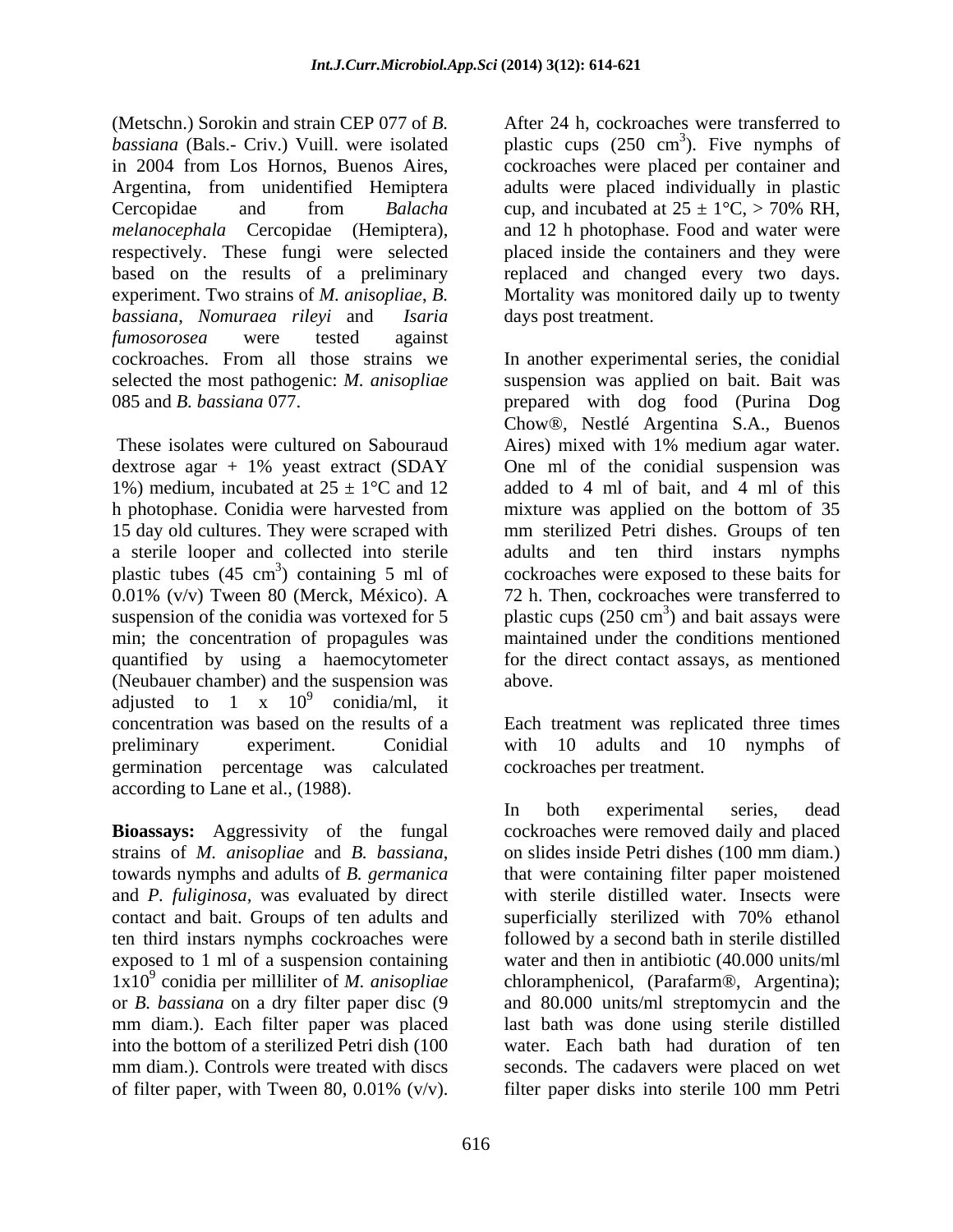(Metschn.) Sorokin and strain CEP 077 of *B. bassiana* (Bals.- Criv.) Vuill. were isolated in 2004 from Los Hornos, Buenos Aires, Argentina, from unidentified Hemiptera Cercopidae and from *Balacha melanocephala* Cercopidae (Hemiptera), respectively. These fungi were selected based on the results of a preliminary experiment. Two strains of *M. anisopliae*, *B. bassiana*, *Nomuraea rileyi* and *Isaria fumosorosea* were tested against cockroaches. From all those strains we selected the most pathogenic: *M. anisopliae* 085 and *B. bassiana* 077.

These isolates were cultured on Sabouraud dextrose agar + 1% yeast extract (SDAY 1%) medium, incubated at 25 ± 1°C and 12 h photophase. Conidia were harvested from 15 day old cultures. They were scraped with a sterile looper and collected into sterile plastic tubes (45 $cm^3$) containing 5 ml of 0.01% (v/v) Tween 80 (Merck, México). A suspension of the conidia was vortexed for 5 min; the concentration of propagules was quantified by using a haemocytometer (Neubauer chamber) and the suspension was adjusted to 1 x $10^9$ conidia/ml, it concentration was based on the results of a preliminary experiment. Conidial germination percentage was calculated according to Lane et al., (1988).

**Bioassays:** Aggressivity of the fungal strains of *M. anisopliae* and *B. bassiana*, towards nymphs and adults of *B. germanica* and *P. fuliginosa*, was evaluated by direct contact and bait. Groups of ten adults and ten third instars nymphs cockroaches were exposed to 1 ml of a suspension containing $1x10^9$ conidia per milliliter of *M. anisopliae* or *B. bassiana* on a dry filter paper disc (9 mm diam.). Each filter paper was placed into the bottom of a sterilized Petri dish (100 mm diam.). Controls were treated with discs of filter paper, with Tween 80, 0.01% (v/v). After 24 h, cockroaches were transferred to plastic cups (250 $cm^3$). Five nymphs of cockroaches were placed per container and adults were placed individually in plastic cup, and incubated at 25 ± 1°C, > 70% RH, and 12 h photophase. Food and water were placed inside the containers and they were replaced and changed every two days. Mortality was monitored daily up to twenty days post treatment.

In another experimental series, the conidial suspension was applied on bait. Bait was prepared with dog food (Purina Dog Chow®, Nestlé Argentina S.A., Buenos Aires) mixed with 1% medium agar water. One ml of the conidial suspension was added to 4 ml of bait, and 4 ml of this mixture was applied on the bottom of 35 mm sterilized Petri dishes. Groups of ten adults and ten third instars nymphs cockroaches were exposed to these baits for 72 h. Then, cockroaches were transferred to plastic cups (250 $cm^3$) and bait assays were maintained under the conditions mentioned for the direct contact assays, as mentioned above.

Each treatment was replicated three times with 10 adults and 10 nymphs of cockroaches per treatment.

In both experimental series, dead cockroaches were removed daily and placed on slides inside Petri dishes (100 mm diam.) that were containing filter paper moistened with sterile distilled water. Insects were superficially sterilized with 70% ethanol followed by a second bath in sterile distilled water and then in antibiotic (40.000 units/ml chloramphenicol, (Parafarm®, Argentina); and 80.000 units/ml streptomycin and the last bath was done using sterile distilled water. Each bath had duration of ten seconds. The cadavers were placed on wet filter paper disks into sterile 100 mm Petri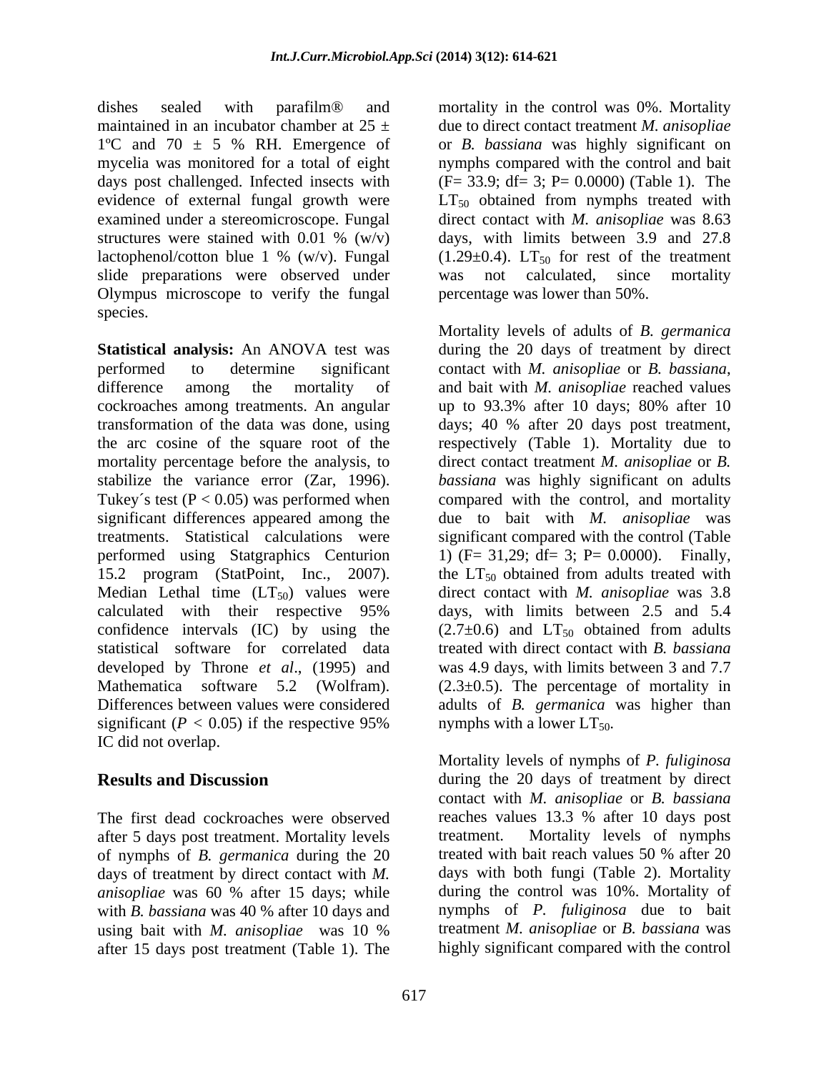dishes sealed with parafilm® and maintained in an incubator chamber at 25 ± 1ºC and 70 ± 5 % RH. Emergence of mycelia was monitored for a total of eight days post challenged. Infected insects with evidence of external fungal growth were examined under a stereomicroscope. Fungal structures were stained with 0.01 % (w/v) lactophenol/cotton blue 1 % (w/v). Fungal slide preparations were observed under Olympus microscope to verify the fungal species.

**Statistical analysis:** An ANOVA test was performed to determine significant difference among the mortality of cockroaches among treatments. An angular transformation of the data was done, using the arc cosine of the square root of the mortality percentage before the analysis, to stabilize the variance error (Zar, 1996). Tukey´s test ($P < 0.05$) was performed when significant differences appeared among the treatments. Statistical calculations were performed using Statgraphics Centurion 15.2 program (StatPoint, Inc., 2007). Median Lethal time ($LT_{50}$) values were calculated with their respective 95% confidence intervals (IC) by using the statistical software for correlated data developed by Throne *et al*., (1995) and Mathematica software 5.2 (Wolfram). Differences between values were considered significant ($P < 0.05$) if the respective 95% IC did not overlap.

## Results and Discussion

The first dead cockroaches were observed after 5 days post treatment. Mortality levels of nymphs of *B. germanica* during the 20 days of treatment by direct contact with *M. anisopliae* was 60 % after 15 days; while with *B. bassiana* was 40 % after 10 days and using bait with *M. anisopliae* was 10 % after 15 days post treatment (Table 1). The mortality in the control was 0%. Mortality due to direct contact treatment *M. anisopliae* or *B. bassiana* was highly significant on nymphs compared with the control and bait ($F= 33.9$; $df= 3$; $P= 0.0000$) (Table 1). The $LT_{50}$ obtained from nymphs treated with direct contact with *M. anisopliae* was 8.63 days, with limits between 3.9 and 27.8 ($1.29 \pm 0.4$). $LT_{50}$ for rest of the treatment was not calculated, since mortality percentage was lower than 50%.

Mortality levels of adults of *B. germanica* during the 20 days of treatment by direct contact with *M. anisopliae* or *B. bassiana*, and bait with *M. anisopliae* reached values up to 93.3% after 10 days; 80% after 10 days; 40 % after 20 days post treatment, respectively (Table 1). Mortality due to direct contact treatment *M. anisopliae* or *B. bassiana* was highly significant on adults compared with the control, and mortality due to bait with *M. anisopliae* was significant compared with the control (Table 1) ($F= 31,29$; $df= 3$; $P= 0.0000$). Finally, the $LT_{50}$ obtained from adults treated with direct contact with *M. anisopliae* was 3.8 days, with limits between 2.5 and 5.4 ($2.7 \pm 0.6$) and $LT_{50}$ obtained from adults treated with direct contact with *B. bassiana* was 4.9 days, with limits between 3 and 7.7 ($2.3 \pm 0.5$). The percentage of mortality in adults of *B. germanica* was higher than nymphs with a lower $LT_{50}$.

Mortality levels of nymphs of *P. fuliginosa* during the 20 days of treatment by direct contact with *M. anisopliae* or *B. bassiana* reaches values 13.3 % after 10 days post treatment. Mortality levels of nymphs treated with bait reach values 50 % after 20 days with both fungi (Table 2). Mortality during the control was 10%. Mortality of nymphs of *P. fuliginosa* due to bait treatment *M. anisopliae* or *B. bassiana* was highly significant compared with the control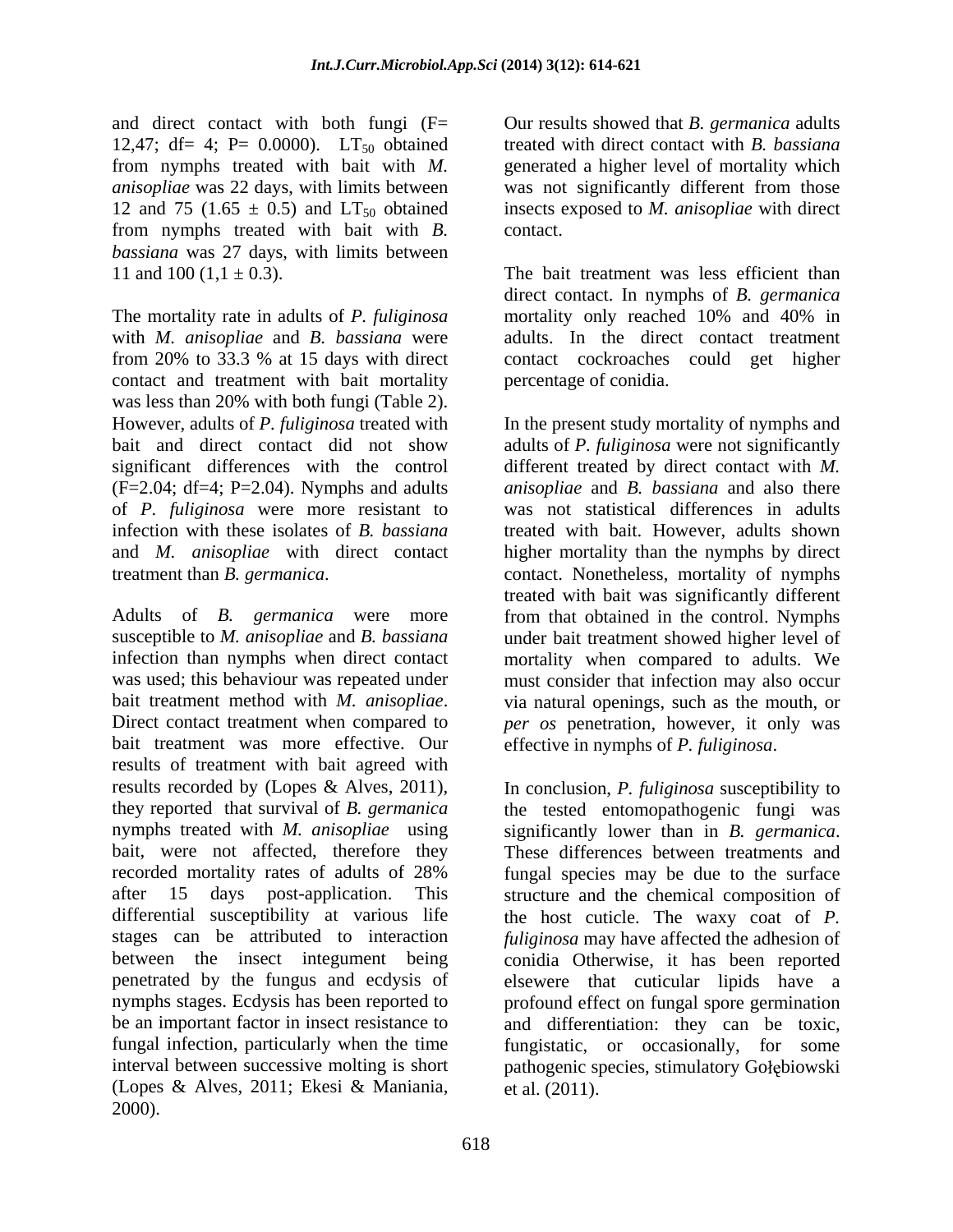and direct contact with both fungi (F= 12,47; df= 4; P= 0.0000). $LT_{50}$ obtained from nymphs treated with bait with *M. anisopliae* was 22 days, with limits between 12 and 75 (1.65 ± 0.5) and $LT_{50}$ obtained from nymphs treated with bait with *B. bassiana* was 27 days, with limits between 11 and 100 (1,1 ± 0.3).

The mortality rate in adults of *P. fuliginosa* with *M. anisopliae* and *B. bassiana* were from 20% to 33.3 % at 15 days with direct contact and treatment with bait mortality was less than 20% with both fungi (Table 2). However, adults of *P. fuliginosa* treated with bait and direct contact did not show significant differences with the control (F=2.04; df=4; P=2.04). Nymphs and adults of *P. fuliginosa* were more resistant to infection with these isolates of *B. bassiana* and *M. anisopliae* with direct contact treatment than *B. germanica*.

Adults of *B. germanica* were more susceptible to *M. anisopliae* and *B. bassiana* infection than nymphs when direct contact was used; this behaviour was repeated under bait treatment method with *M. anisopliae*. Direct contact treatment when compared to bait treatment was more effective. Our results of treatment with bait agreed with results recorded by (Lopes & Alves, 2011), they reported that survival of *B. germanica* nymphs treated with *M. anisopliae* using bait, were not affected, therefore they recorded mortality rates of adults of 28% after 15 days post-application. This differential susceptibility at various life stages can be attributed to interaction between the insect integument being penetrated by the fungus and ecdysis of nymphs stages. Ecdysis has been reported to be an important factor in insect resistance to fungal infection, particularly when the time interval between successive molting is short (Lopes & Alves, 2011; Ekesi & Maniania, 2000).

Our results showed that *B. germanica* adults treated with direct contact with *B. bassiana* generated a higher level of mortality which was not significantly different from those insects exposed to *M. anisopliae* with direct contact.

The bait treatment was less efficient than direct contact. In nymphs of *B. germanica* mortality only reached 10% and 40% in adults. In the direct contact treatment contact cockroaches could get higher percentage of conidia.

In the present study mortality of nymphs and adults of *P. fuliginosa* were not significantly different treated by direct contact with *M. anisopliae* and *B. bassiana* and also there was not statistical differences in adults treated with bait. However, adults shown higher mortality than the nymphs by direct contact. Nonetheless, mortality of nymphs treated with bait was significantly different from that obtained in the control. Nymphs under bait treatment showed higher level of mortality when compared to adults. We must consider that infection may also occur via natural openings, such as the mouth, or *per os* penetration, however, it only was effective in nymphs of *P. fuliginosa*.

In conclusion, *P. fuliginosa* susceptibility to the tested entomopathogenic fungi was significantly lower than in *B. germanica*. These differences between treatments and fungal species may be due to the surface structure and the chemical composition of the host cuticle. The waxy coat of *P. fuliginosa* may have affected the adhesion of conidia Otherwise, it has been reported elsewere that cuticular lipids have a profound effect on fungal spore germination and differentiation: they can be toxic, fungistatic, or occasionally, for some pathogenic species, stimulatory Gołębiowski et al. (2011).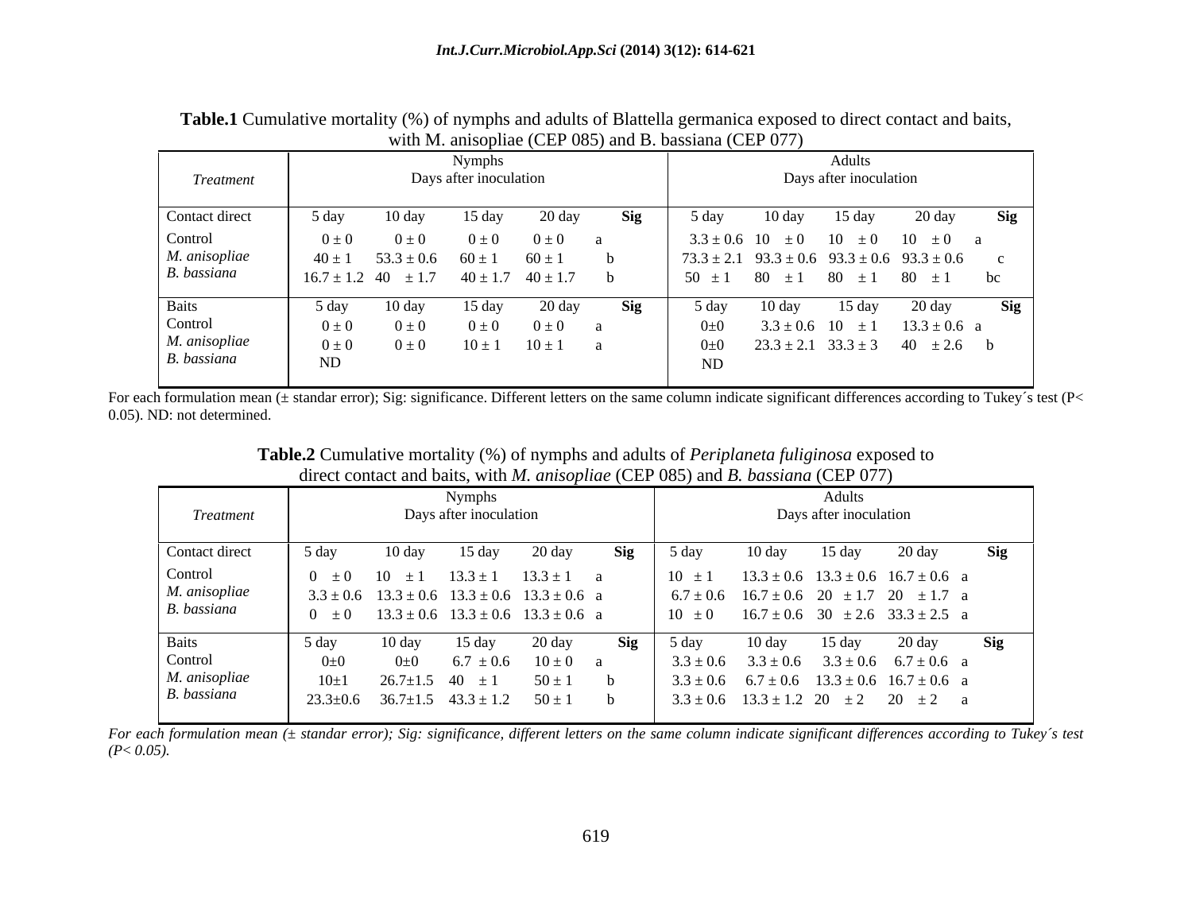**Table.1** Cumulative mortality (%) of nymphs and adults of Blattella germanica exposed to direct contact and baits, with M. anisopliae (CEP 085) and B. bassiana (CEP 077)

| Treatment | Nymphs Days after inoculation | | | | | Adults Days after inoculation | | | | |
|---|---|---|---|---|---|---|---|---|---|---|
| Contact direct | 5 day | 10 day | 15 day | 20 day | **Sig** | 5 day | 10 day | 15 day | 20 day | **Sig** |
| Control | 0 ± 0 | 0 ± 0 | 0 ± 0 | 0 ± 0 | a | 3.3 ± 0.6 | 10 ± 0 | 10 ± 0 | 10 ± 0 | a |
| *M. anisopliae* | 40 ± 1 | 53.3 ± 0.6 | 60 ± 1 | 60 ± 1 | b | 73.3 ± 2.1 | 93.3 ± 0.6 | 93.3 ± 0.6 | 93.3 ± 0.6 | c |
| *B. bassiana* | 16.7 ± 1.2 | 40 ± 1.7 | 40 ± 1.7 | 40 ± 1.7 | b | 50 ± 1 | 80 ± 1 | 80 ± 1 | 80 ± 1 | bc |
| Baits | 5 day | 10 day | 15 day | 20 day | **Sig** | 5 day | 10 day | 15 day | 20 day | **Sig** |
| Control | 0 ± 0 | 0 ± 0 | 0 ± 0 | 0 ± 0 | a | 0±0 | 3.3 ± 0.6 | 10 ± 1 | 13.3 ± 0.6 | a |
| *M. anisopliae* | 0 ± 0 | 0 ± 0 | 10 ± 1 | 10 ± 1 | a | 0±0 | 23.3 ± 2.1 | 33.3 ± 3 | 40 ± 2.6 | b |
| *B. bassiana* | ND | | | | | ND | | | | |

For each formulation mean (± standar error); Sig: significance. Different letters on the same column indicate significant differences according to Tukey´s test (P< 0.05). ND: not determined.

**Table.2** Cumulative mortality (%) of nymphs and adults of *Periplaneta fuliginosa* exposed to direct contact and baits, with *M. anisopliae* (CEP 085) and *B. bassiana* (CEP 077)

| Treatment | Nymphs Days after inoculation | | | | | Adults Days after inoculation | | | | |
|---|---|---|---|---|---|---|---|---|---|---|
| Contact direct | 5 day | 10 day | 15 day | 20 day | **Sig** | 5 day | 10 day | 15 day | 20 day | **Sig** |
| Control | 0 ± 0 | 10 ± 1 | 13.3 ± 1 | 13.3 ± 1 | a | 10 ± 1 | 13.3 ± 0.6 | 13.3 ± 0.6 | 16.7 ± 0.6 | a |
| *M. anisopliae* | 3.3 ± 0.6 | 13.3 ± 0.6 | 13.3 ± 0.6 | 13.3 ± 0.6 | a | 6.7 ± 0.6 | 16.7 ± 0.6 | 20 ± 1.7 | 20 ± 1.7 | a |
| *B. bassiana* | 0 ± 0 | 13.3 ± 0.6 | 13.3 ± 0.6 | 13.3 ± 0.6 | a | 10 ± 0 | 16.7 ± 0.6 | 30 ± 2.6 | 33.3 ± 2.5 | a |
| Baits | 5 day | 10 day | 15 day | 20 day | **Sig** | 5 day | 10 day | 15 day | 20 day | **Sig** |
| Control | 0±0 | 0±0 | 6.7 ± 0.6 | 10 ± 0 | a | 3.3 ± 0.6 | 3.3 ± 0.6 | 3.3 ± 0.6 | 6.7 ± 0.6 | a |
| *M. anisopliae* | 10±1 | 26.7±1.5 | 40 ± 1 | 50 ± 1 | b | 3.3 ± 0.6 | 6.7 ± 0.6 | 13.3 ± 0.6 | 16.7 ± 0.6 | a |
| *B. bassiana* | 23.3±0.6 | 36.7±1.5 | 43.3 ± 1.2 | 50 ± 1 | b | 3.3 ± 0.6 | 13.3 ± 1.2 | 20 ± 2 | 20 ± 2 | a |

*For each formulation mean (± standar error); Sig: significance, different letters on the same column indicate significant differences according to Tukey´s test (P< 0.05).*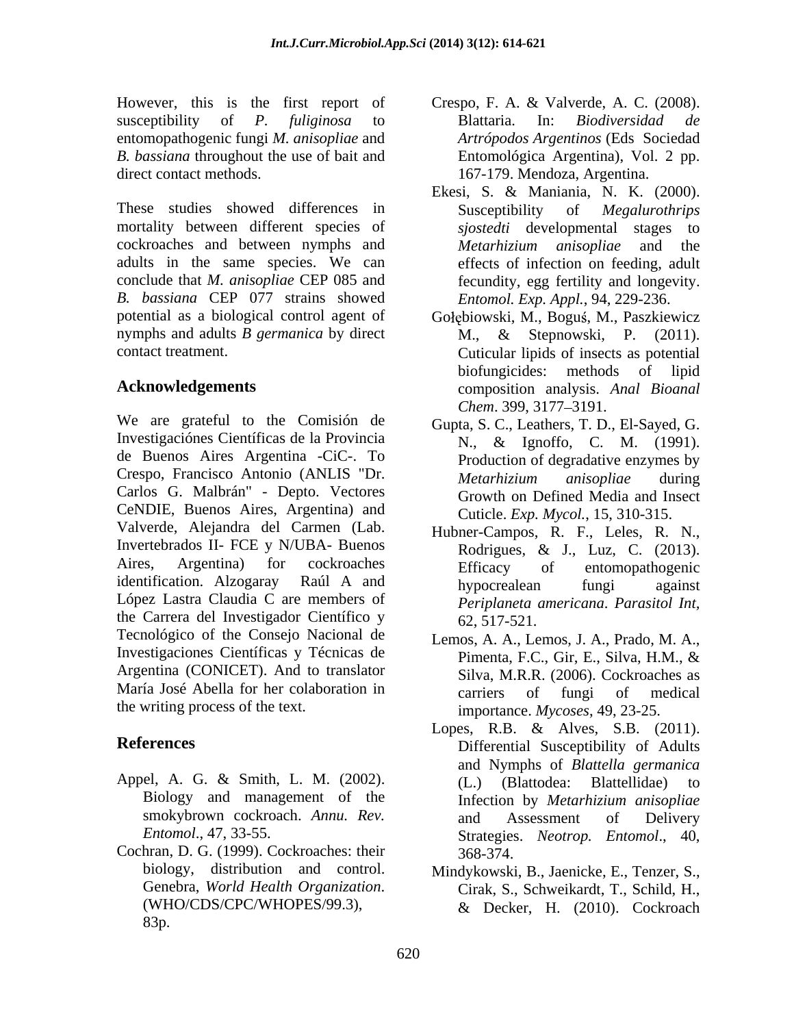However, this is the first report of susceptibility of *P. fuliginosa* to entomopathogenic fungi *M. anisopliae* and *B. bassiana* throughout the use of bait and direct contact methods.

These studies showed differences in mortality between different species of cockroaches and between nymphs and adults in the same species. We can conclude that *M. anisopliae* CEP 085 and *B. bassiana* CEP 077 strains showed potential as a biological control agent of nymphs and adults *B germanica* by direct contact treatment.

## Acknowledgements

We are grateful to the Comisión de Investigaciónes Científicas de la Provincia de Buenos Aires Argentina -CiC-. To Crespo, Francisco Antonio (ANLIS "Dr. Carlos G. Malbrán" - Depto. Vectores CeNDIE, Buenos Aires, Argentina) and Valverde, Alejandra del Carmen (Lab. Invertebrados II- FCE y N/UBA- Buenos Aires, Argentina) for cockroaches identification. Alzogaray Raúl A and López Lastra Claudia C are members of the Carrera del Investigador Científico y Tecnológico of the Consejo Nacional de Investigaciones Científicas y Técnicas de Argentina (CONICET). And to translator María José Abella for her colaboration in the writing process of the text.

## References

Appel, A. G. & Smith, L. M. (2002). Biology and management of the smokybrown cockroach. *Annu. Rev. Entomol*., 47, 33-55.

Cochran, D. G. (1999). Cockroaches: their biology, distribution and control. Genebra, *World Health Organization*. (WHO/CDS/CPC/WHOPES/99.3), 83p.

Crespo, F. A. & Valverde, A. C. (2008). Blattaria. In: *Biodiversidad de Artrópodos Argentinos* (Eds Sociedad Entomológica Argentina), Vol. 2 pp. 167-179. Mendoza, Argentina.

Ekesi, S. & Maniania, N. K. (2000). Susceptibility of *Megalurothrips sjostedti* developmental stages to *Metarhizium anisopliae* and the effects of infection on feeding, adult fecundity, egg fertility and longevity. *Entomol. Exp. Appl.*, 94, 229-236.

Gołębiowski, M., Boguś, M., Paszkiewicz M., & Stepnowski, P. (2011). Cuticular lipids of insects as potential biofungicides: methods of lipid composition analysis. *Anal Bioanal Chem*. 399, 3177–3191.

Gupta, S. C., Leathers, T. D., El-Sayed, G. N., & Ignoffo, C. M. (1991). Production of degradative enzymes by *Metarhizium anisopliae* during Growth on Defined Media and Insect Cuticle. *Exp. Mycol.*, 15, 310-315.

Hubner-Campos, R. F., Leles, R. N., Rodrigues, & J., Luz, C. (2013). Efficacy of entomopathogenic hypocrealean fungi against *Periplaneta americana*. *Parasitol Int,* 62, 517-521.

Lemos, A. A., Lemos, J. A., Prado, M. A., Pimenta, F.C., Gir, E., Silva, H.M., & Silva, M.R.R. (2006). Cockroaches as carriers of fungi of medical importance. *Mycoses*, 49, 23-25.

Lopes, R.B. & Alves, S.B. (2011). Differential Susceptibility of Adults and Nymphs of *Blattella germanica* (L.) (Blattodea: Blattellidae) to Infection by *Metarhizium anisopliae* and Assessment of Delivery Strategies. *Neotrop. Entomol*., 40, 368-374.

Mindykowski, B., Jaenicke, E., Tenzer, S., Cirak, S., Schweikardt, T., Schild, H., & Decker, H. (2010). Cockroach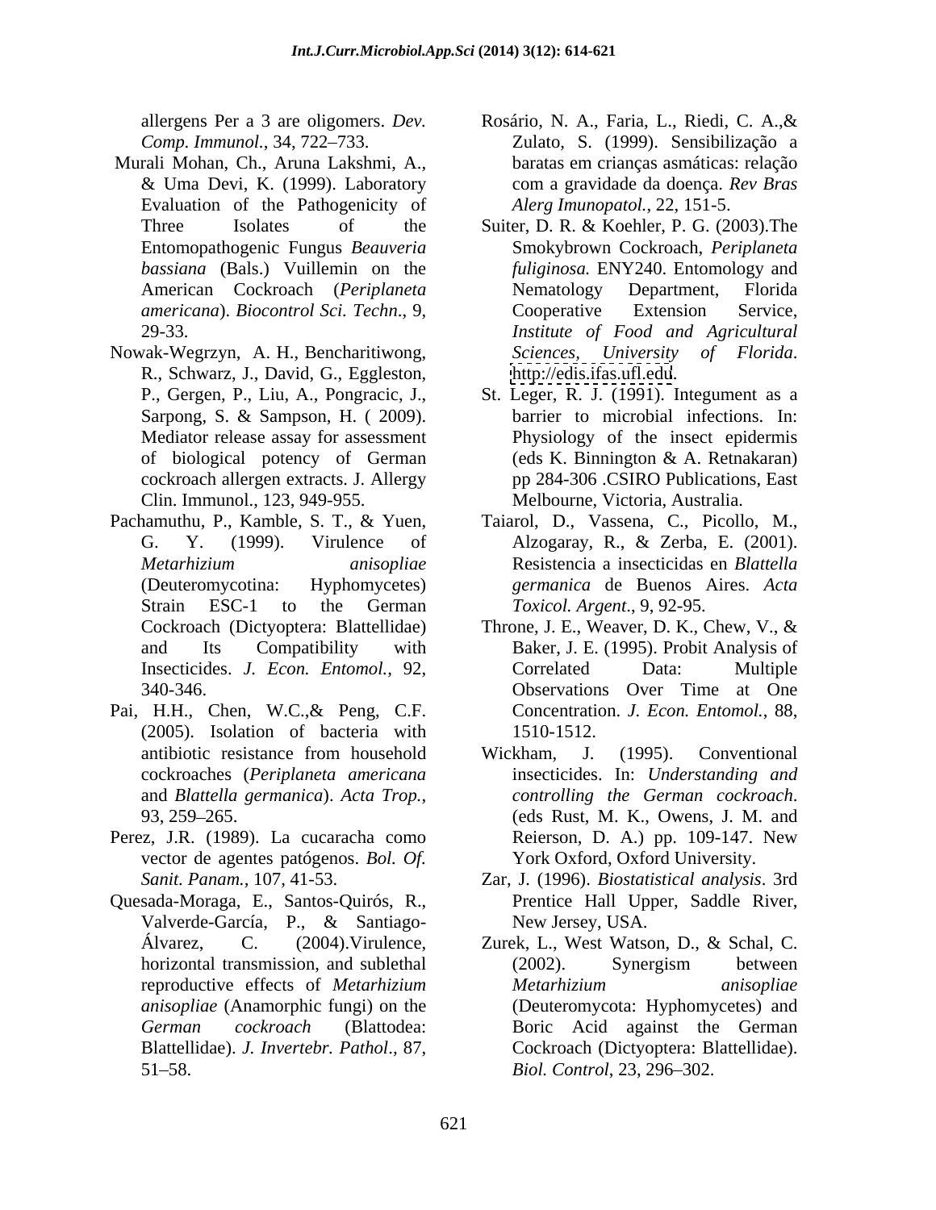allergens Per a 3 are oligomers. *Dev. Comp. Immunol.*, 34, 722–733.

Murali Mohan, Ch., Aruna Lakshmi, A., & Uma Devi, K. (1999). Laboratory Evaluation of the Pathogenicity of Three Isolates of the Entomopathogenic Fungus *Beauveria bassiana* (Bals.) Vuillemin on the American Cockroach (*Periplaneta americana*). *Biocontrol Sci. Techn.*, 9, 29-33.

Nowak-Wegrzyn, A. H., Bencharitiwong, R., Schwarz, J., David, G., Eggleston, P., Gergen, P., Liu, A., Pongracic, J., Sarpong, S. & Sampson, H. ( 2009). Mediator release assay for assessment of biological potency of German cockroach allergen extracts. J. Allergy Clin. Immunol., 123, 949-955.

Pachamuthu, P., Kamble, S. T., & Yuen, G. Y. (1999). Virulence of *Metarhizium anisopliae* (Deuteromycotina: Hyphomycetes) Strain ESC-1 to the German Cockroach (Dictyoptera: Blattellidae) and Its Compatibility with Insecticides. *J. Econ. Entomol.,* 92, 340-346.

Pai, H.H., Chen, W.C.,& Peng, C.F. (2005). Isolation of bacteria with antibiotic resistance from household cockroaches (*Periplaneta americana* and *Blattella germanica*). *Acta Trop.*, 93, 259–265.

Perez, J.R. (1989). La cucaracha como vector de agentes patógenos. *Bol. Of. Sanit. Panam.*, 107, 41-53.

Quesada-Moraga, E., Santos-Quirós, R., Valverde-García, P., & Santiago-Álvarez, C. (2004).Virulence, horizontal transmission, and sublethal reproductive effects of *Metarhizium anisopliae* (Anamorphic fungi) on the *German cockroach* (Blattodea: Blattellidae). *J. Invertebr. Pathol*., 87, 51–58.

Rosário, N. A., Faria, L., Riedi, C. A.,& Zulato, S. (1999). Sensibilização a baratas em crianças asmáticas: relação com a gravidade da doença. *Rev Bras Alerg Imunopatol.*, 22, 151-5.

Suiter, D. R. & Koehler, P. G. (2003).The Smokybrown Cockroach, *Periplaneta fuliginosa.* ENY240. Entomology and Nematology Department, Florida Cooperative Extension Service, *Institute of Food and Agricultural Sciences, University of Florida*. http://edis.ifas.ufl.edu.

St. Leger, R. J. (1991). Integument as a barrier to microbial infections. In: Physiology of the insect epidermis (eds K. Binnington & A. Retnakaran) pp 284-306 .CSIRO Publications, East Melbourne, Victoria, Australia.

Taiarol, D., Vassena, C., Picollo, M., Alzogaray, R., & Zerba, E. (2001). Resistencia a insecticidas en *Blattella germanica* de Buenos Aires. *Acta Toxicol. Argent*., 9, 92-95.

Throne, J. E., Weaver, D. K., Chew, V., & Baker, J. E. (1995). Probit Analysis of Correlated Data: Multiple Observations Over Time at One Concentration. *J. Econ. Entomol.*, 88, 1510-1512.

Wickham, J. (1995). Conventional insecticides. In: *Understanding and controlling the German cockroach*. (eds Rust, M. K., Owens, J. M. and Reierson, D. A.) pp. 109-147. New York Oxford, Oxford University.

Zar, J. (1996). *Biostatistical analysis*. 3rd Prentice Hall Upper, Saddle River, New Jersey, USA.

Zurek, L., West Watson, D., & Schal, C. (2002). Synergism between *Metarhizium anisopliae* (Deuteromycota: Hyphomycetes) and Boric Acid against the German Cockroach (Dictyoptera: Blattellidae). *Biol. Control*, 23, 296–302.